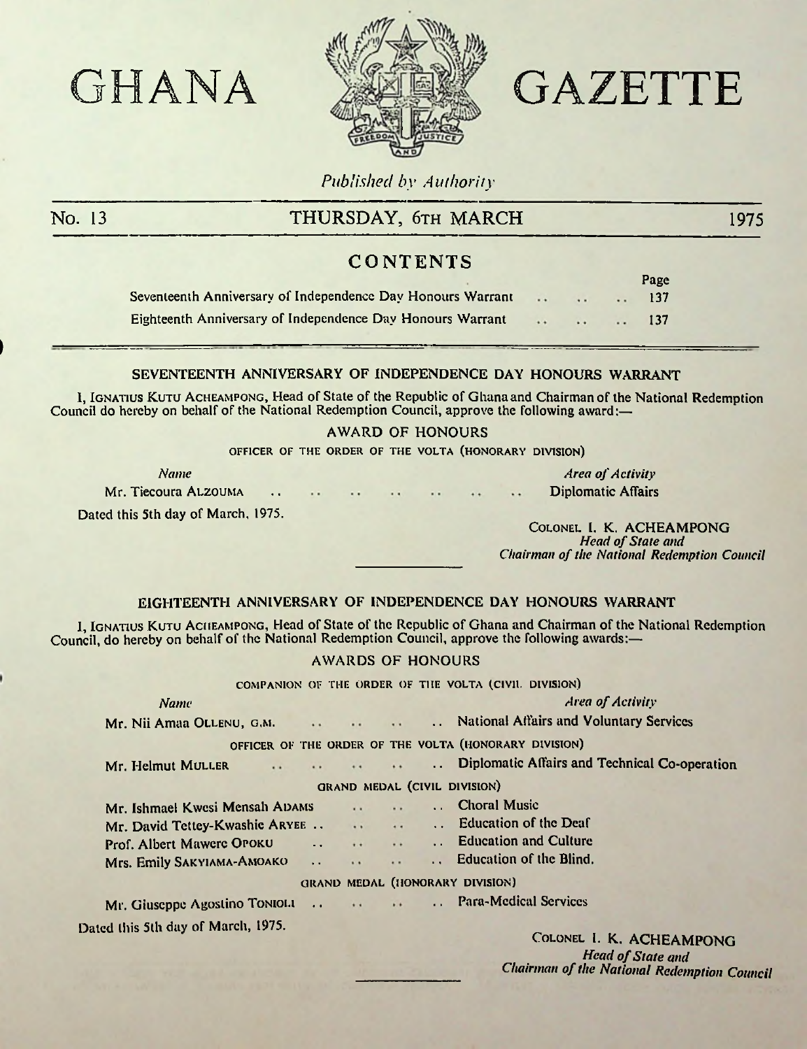# GHANA GAZETTE

*Published by Authority*

No. 13 — THURSDAY, 6TH MARCH — 1975

## CONTENTS

| | Page |
|---|---|
| Seventeenth Anniversary of Independence Day Honours Warrant .. .. .. | 137 |
| Eighteenth Anniversary of Independence Day Honours Warrant .. .. .. | 137 |

## SEVENTEENTH ANNIVERSARY OF INDEPENDENCE DAY HONOURS WARRANT

I, IGNATIUS KUTU ACHEAMPONG, Head of State of the Republic of Ghana and Chairman of the National Redemption Council do hereby on behalf of the National Redemption Council, approve the following award:—

### AWARD OF HONOURS

OFFICER OF THE ORDER OF THE VOLTA (HONORARY DIVISION)

| *Name* | *Area of Activity* |
|---|---|
| Mr. Tiecoura ALZOUMA .. .. .. .. .. .. .. .. | Diplomatic Affairs |

Dated this 5th day of March, 1975.

COLONEL I. K. ACHEAMPONG
*Head of State and*
*Chairman of the National Redemption Council*

## EIGHTEENTH ANNIVERSARY OF INDEPENDENCE DAY HONOURS WARRANT

I, IGNATIUS KUTU ACHEAMPONG, Head of State of the Republic of Ghana and Chairman of the National Redemption Council, do hereby on behalf of the National Redemption Council, approve the following awards:—

### AWARDS OF HONOURS

COMPANION OF THE ORDER OF THE VOLTA (CIVIL DIVISION)

| *Name* | *Area of Activity* |
|---|---|
| Mr. Nii Amaa OLLENU, G.M. .. .. .. .. .. | National Affairs and Voluntary Services |

OFFICER OF THE ORDER OF THE VOLTA (HONORARY DIVISION)

| | |
|---|---|
| Mr. Helmut MULLER .. .. .. .. .. | Diplomatic Affairs and Technical Co-operation |

GRAND MEDAL (CIVIL DIVISION)

| | |
|---|---|
| Mr. Ishmael Kwesi Mensah ADAMS .. .. .. | Choral Music |
| Mr. David Tettey-Kwashie ARYEE .. .. .. .. | Education of the Deaf |
| Prof. Albert Mawere OPOKU .. .. .. .. | Education and Culture |
| Mrs. Emily SAKYIAMA-AMOAKO .. .. .. .. | Education of the Blind. |

GRAND MEDAL (HONORARY DIVISION)

| | |
|---|---|
| Mr. Giuseppe Agostino TONIOLI .. .. .. .. | Para-Medical Services |

Dated this 5th day of March, 1975.

COLONEL I. K. ACHEAMPONG
*Head of State and*
*Chairman of the National Redemption Council*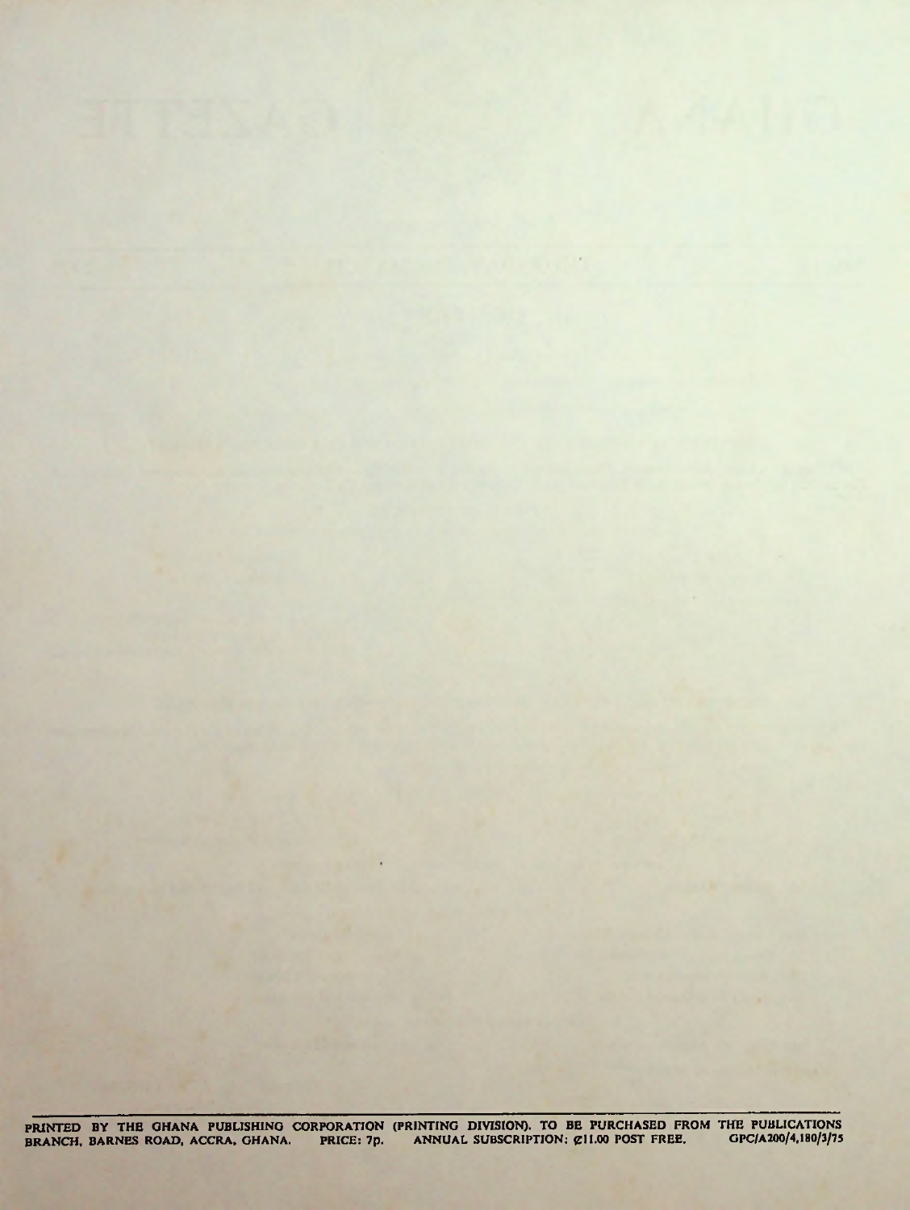PRINTED BY THE GHANA PUBLISHING CORPORATION (PRINTING DIVISION). TO BE PURCHASED FROM THE PUBLICATIONS BRANCH, BARNES ROAD, ACCRA, GHANA. PRICE: 7p. ANNUAL SUBSCRIPTION: ¢11.00 POST FREE. GPC/A200/4,180/3/75